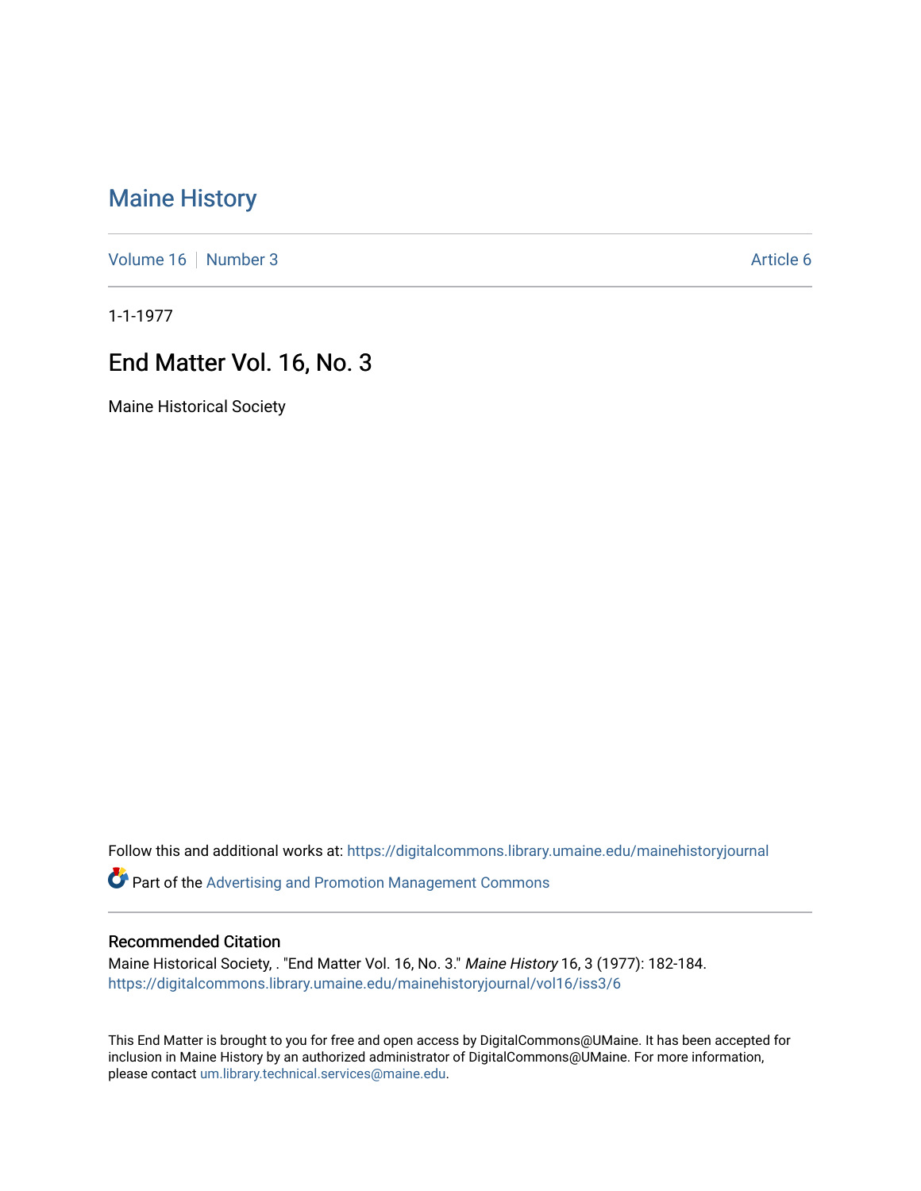# Maine History

Volume 16 | Number 3 | Article 6

1-1-1977

## End Matter Vol. 16, No. 3

Maine Historical Society

Follow this and additional works at: https://digitalcommons.library.umaine.edu/mainehistoryjournal

Part of the Advertising and Promotion Management Commons

### Recommended Citation

Maine Historical Society, . "End Matter Vol. 16, No. 3." *Maine History* 16, 3 (1977): 182-184. https://digitalcommons.library.umaine.edu/mainehistoryjournal/vol16/iss3/6

This End Matter is brought to you for free and open access by DigitalCommons@UMaine. It has been accepted for inclusion in Maine History by an authorized administrator of DigitalCommons@UMaine. For more information, please contact um.library.technical.services@maine.edu.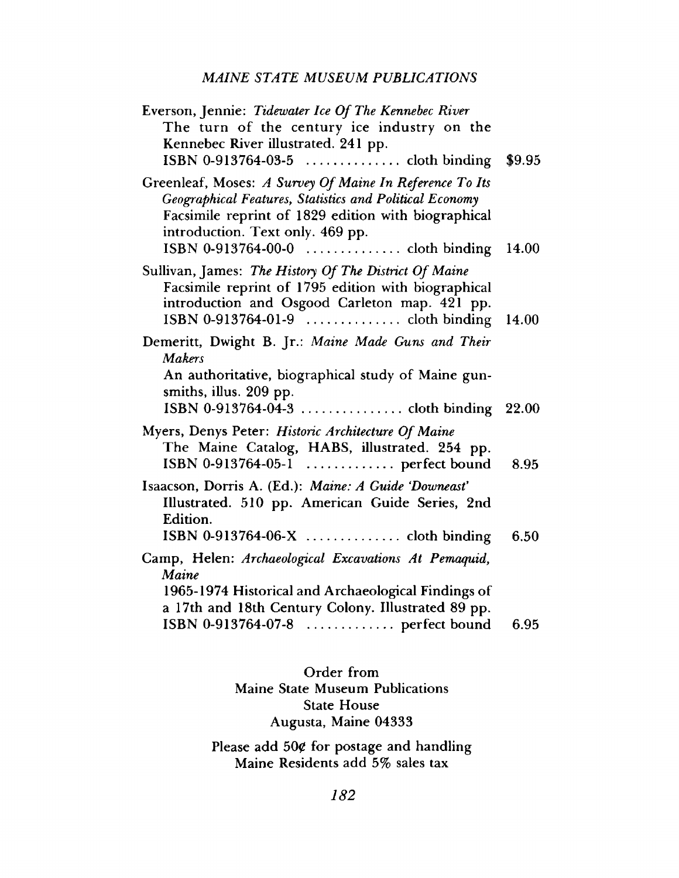## MAINE STATE MUSEUM PUBLICATIONS

Everson, Jennie: *Tidewater Ice Of The Kennebec River*
The turn of the century ice industry on the Kennebec River illustrated. 241 pp.
ISBN 0-913764-03-5 .............. cloth binding $9.95

Greenleaf, Moses: *A Survey Of Maine In Reference To Its Geographical Features, Statistics and Political Economy*
Facsimile reprint of 1829 edition with biographical introduction. Text only. 469 pp.
ISBN 0-913764-00-0 .............. cloth binding 14.00

Sullivan, James: *The History Of The District Of Maine*
Facsimile reprint of 1795 edition with biographical introduction and Osgood Carleton map. 421 pp.
ISBN 0-913764-01-9 .............. cloth binding 14.00

Demeritt, Dwight B. Jr.: *Maine Made Guns and Their Makers*
An authoritative, biographical study of Maine gunsmiths, illus. 209 pp.
ISBN 0-913764-04-3 ............... cloth binding 22.00

Myers, Denys Peter: *Historic Architecture Of Maine*
The Maine Catalog, HABS, illustrated. 254 pp.
ISBN 0-913764-05-1 ............. perfect bound 8.95

Isaacson, Dorris A. (Ed.): *Maine: A Guide 'Downeast'*
Illustrated. 510 pp. American Guide Series, 2nd Edition.
ISBN 0-913764-06-X .............. cloth binding 6.50

Camp, Helen: *Archaeological Excavations At Pemaquid, Maine*
1965-1974 Historical and Archaeological Findings of a 17th and 18th Century Colony. Illustrated 89 pp.
ISBN 0-913764-07-8 ............. perfect bound 6.95

Order from
Maine State Museum Publications
State House
Augusta, Maine 04333

Please add 50¢ for postage and handling
Maine Residents add 5% sales tax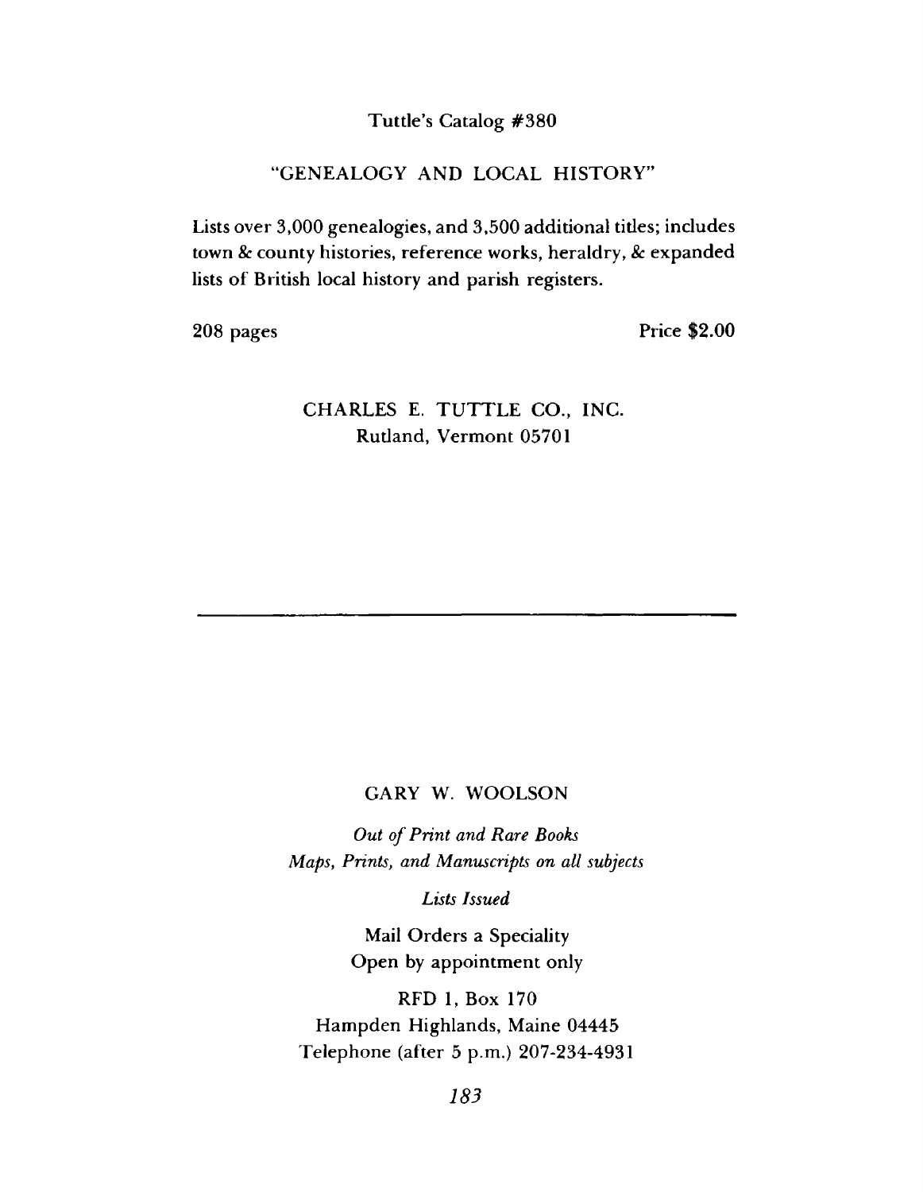Tuttle's Catalog #380

"GENEALOGY AND LOCAL HISTORY"

Lists over 3,000 genealogies, and 3,500 additional titles; includes town & county histories, reference works, heraldry, & expanded lists of British local history and parish registers.

208 pages — Price $2.00

CHARLES E. TUTTLE CO., INC.
Rutland, Vermont 05701

---

GARY W. WOOLSON

*Out of Print and Rare Books*
*Maps, Prints, and Manuscripts on all subjects*

*Lists Issued*

Mail Orders a Speciality
Open by appointment only

RFD 1, Box 170
Hampden Highlands, Maine 04445
Telephone (after 5 p.m.) 207-234-4931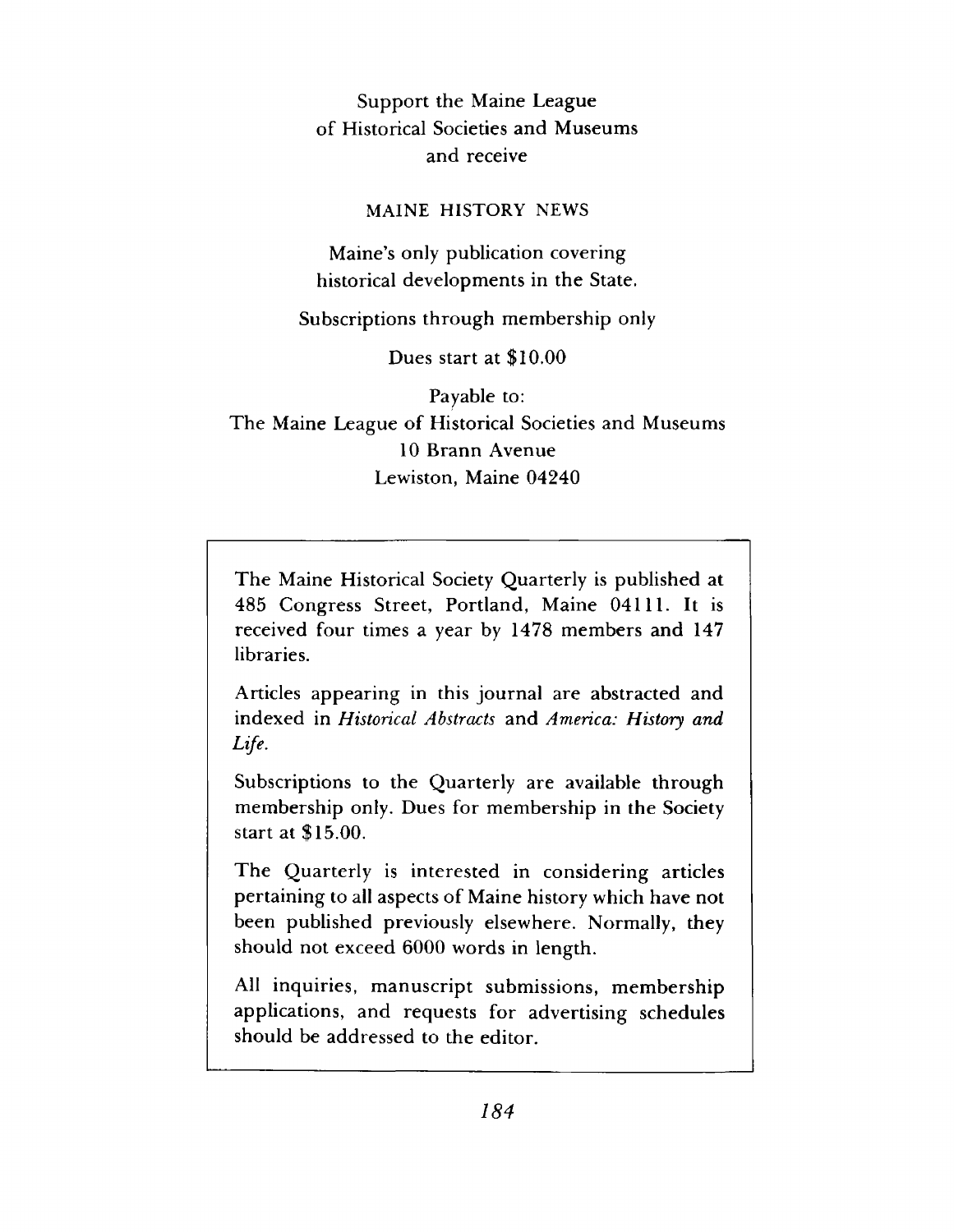Support the Maine League
of Historical Societies and Museums
and receive

MAINE HISTORY NEWS

Maine's only publication covering
historical developments in the State.

Subscriptions through membership only

Dues start at $10.00

Payable to:
The Maine League of Historical Societies and Museums
10 Brann Avenue
Lewiston, Maine 04240

---

The Maine Historical Society Quarterly is published at 485 Congress Street, Portland, Maine 04111. It is received four times a year by 1478 members and 147 libraries.

Articles appearing in this journal are abstracted and indexed in *Historical Abstracts* and *America: History and Life*.

Subscriptions to the Quarterly are available through membership only. Dues for membership in the Society start at $15.00.

The Quarterly is interested in considering articles pertaining to all aspects of Maine history which have not been published previously elsewhere. Normally, they should not exceed 6000 words in length.

All inquiries, manuscript submissions, membership applications, and requests for advertising schedules should be addressed to the editor.